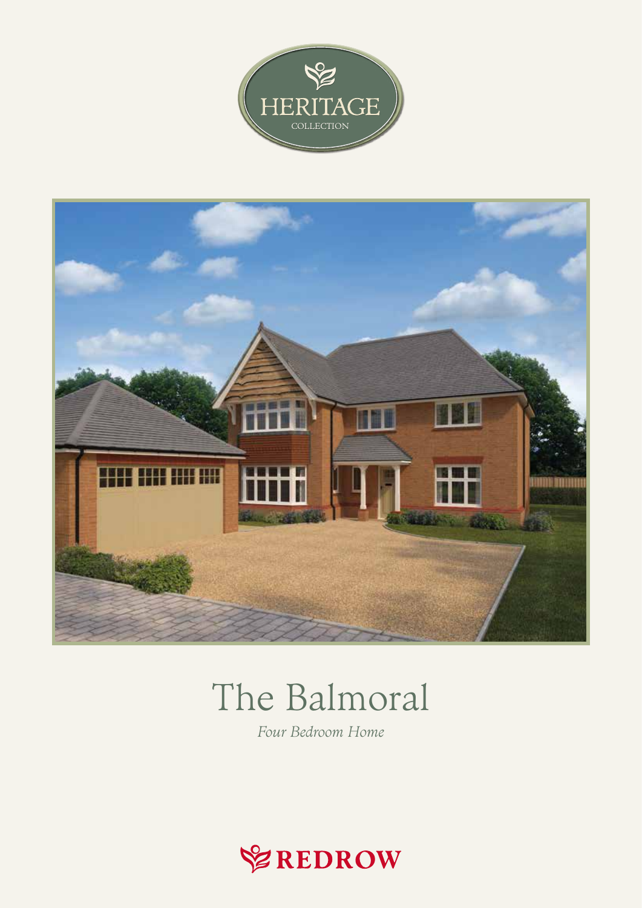HERITAGE

COLLECTION

# The Balmoral

*Four Bedroom Home*

REDROW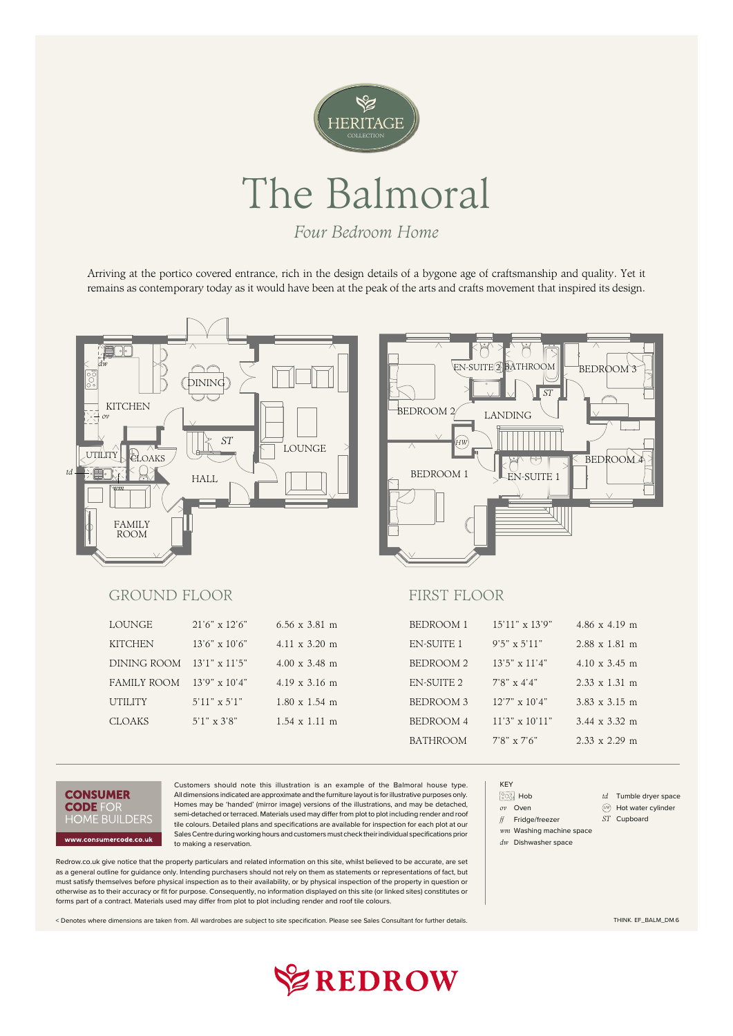HERITAGE
COLLECTION

# The Balmoral

*Four Bedroom Home*

Arriving at the portico covered entrance, rich in the design details of a bygone age of craftsmanship and quality. Yet it remains as contemporary today as it would have been at the peak of the arts and crafts movement that inspired its design.

KITCHEN
DINING
LOUNGE
UTILITY
CLOAKS
HALL
FAMILY ROOM
ST

EN-SUITE 2
BATHROOM
BEDROOM 3
BEDROOM 2
LANDING
ST
HW
BEDROOM 1
EN-SUITE 1
BEDROOM 4

## GROUND FLOOR

| | | |
|---|---|---|
| LOUNGE | 21'6" x 12'6" | 6.56 x 3.81 m |
| KITCHEN | 13'6" x 10'6" | 4.11 x 3.20 m |
| DINING ROOM | 13'1" x 11'5" | 4.00 x 3.48 m |
| FAMILY ROOM | 13'9" x 10'4" | 4.19 x 3.16 m |
| UTILITY | 5'11" x 5'1" | 1.80 x 1.54 m |
| CLOAKS | 5'1" x 3'8" | 1.54 x 1.11 m |

## FIRST FLOOR

| | | |
|---|---|---|
| BEDROOM 1 | 15'11" x 13'9" | 4.86 x 4.19 m |
| EN-SUITE 1 | 9'5" x 5'11" | 2.88 x 1.81 m |
| BEDROOM 2 | 13'5" x 11'4" | 4.10 x 3.45 m |
| EN-SUITE 2 | 7'8" x 4'4" | 2.33 x 1.31 m |
| BEDROOM 3 | 12'7" x 10'4" | 3.83 x 3.15 m |
| BEDROOM 4 | 11'3" x 10'11" | 3.44 x 3.32 m |
| BATHROOM | 7'8" x 7'6" | 2.33 x 2.29 m |

**CONSUMER CODE** FOR HOME BUILDERS
www.consumercode.co.uk

Customers should note this illustration is an example of the Balmoral house type. All dimensions indicated are approximate and the furniture layout is for illustrative purposes only. Homes may be 'handed' (mirror image) versions of the illustrations, and may be detached, semi-detached or terraced. Materials used may differ from plot to plot including render and roof tile colours. Detailed plans and specifications are available for inspection for each plot at our Sales Centre during working hours and customers must check their individual specifications prior to making a reservation.

Redrow.co.uk give notice that the property particulars and related information on this site, whilst believed to be accurate, are set as a general outline for guidance only. Intending purchasers should not rely on them as statements or representations of fact, but must satisfy themselves before physical inspection as to their availability, or by physical inspection of the property in question or otherwise as to their accuracy or fit for purpose. Consequently, no information displayed on this site (or linked sites) constitutes or forms part of a contract. Materials used may differ from plot to plot including render and roof tile colours.

KEY

- Hob
- *ov* Oven
- *ff* Fridge/freezer
- *wm* Washing machine space
- *dw* Dishwasher space
- *td* Tumble dryer space
- *HW* Hot water cylinder
- *ST* Cupboard

< Denotes where dimensions are taken from. All wardrobes are subject to site specification. Please see Sales Consultant for further details.

THINK. EF_BALM_DM.6

REDROW